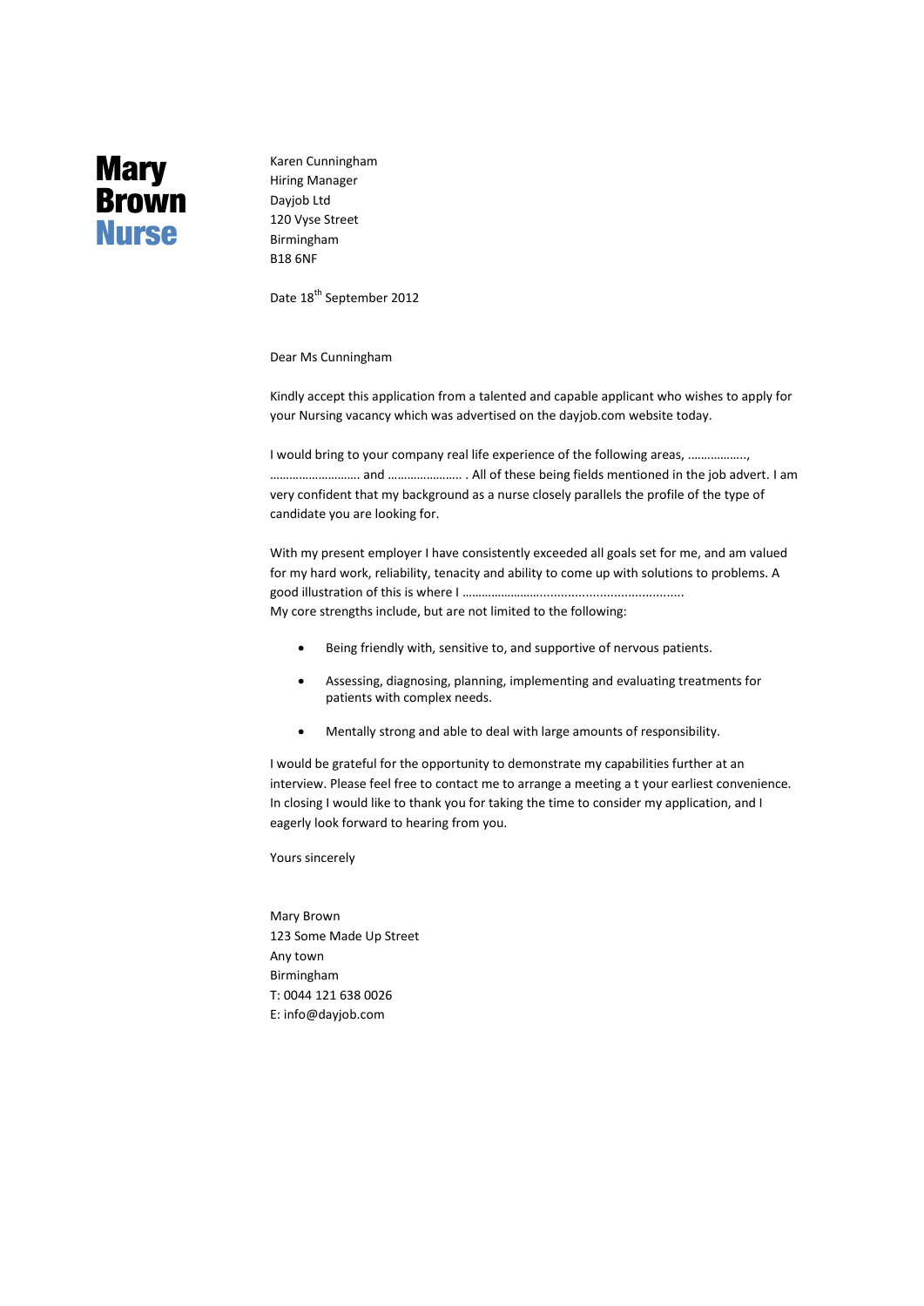# Mary Brown Nurse

Karen Cunningham
Hiring Manager
Dayjob Ltd
120 Vyse Street
Birmingham
B18 6NF

Date 18th September 2012

Dear Ms Cunningham

Kindly accept this application from a talented and capable applicant who wishes to apply for your Nursing vacancy which was advertised on the dayjob.com website today.

I would bring to your company real life experience of the following areas, …………….., ………………………. and ………………….. . All of these being fields mentioned in the job advert. I am very confident that my background as a nurse closely parallels the profile of the type of candidate you are looking for.

With my present employer I have consistently exceeded all goals set for me, and am valued for my hard work, reliability, tenacity and ability to come up with solutions to problems. A good illustration of this is where I ……………….............................................
My core strengths include, but are not limited to the following:

- Being friendly with, sensitive to, and supportive of nervous patients.
- Assessing, diagnosing, planning, implementing and evaluating treatments for patients with complex needs.
- Mentally strong and able to deal with large amounts of responsibility.

I would be grateful for the opportunity to demonstrate my capabilities further at an interview. Please feel free to contact me to arrange a meeting a t your earliest convenience. In closing I would like to thank you for taking the time to consider my application, and I eagerly look forward to hearing from you.

Yours sincerely

Mary Brown
123 Some Made Up Street
Any town
Birmingham
T: 0044 121 638 0026
E: info@dayjob.com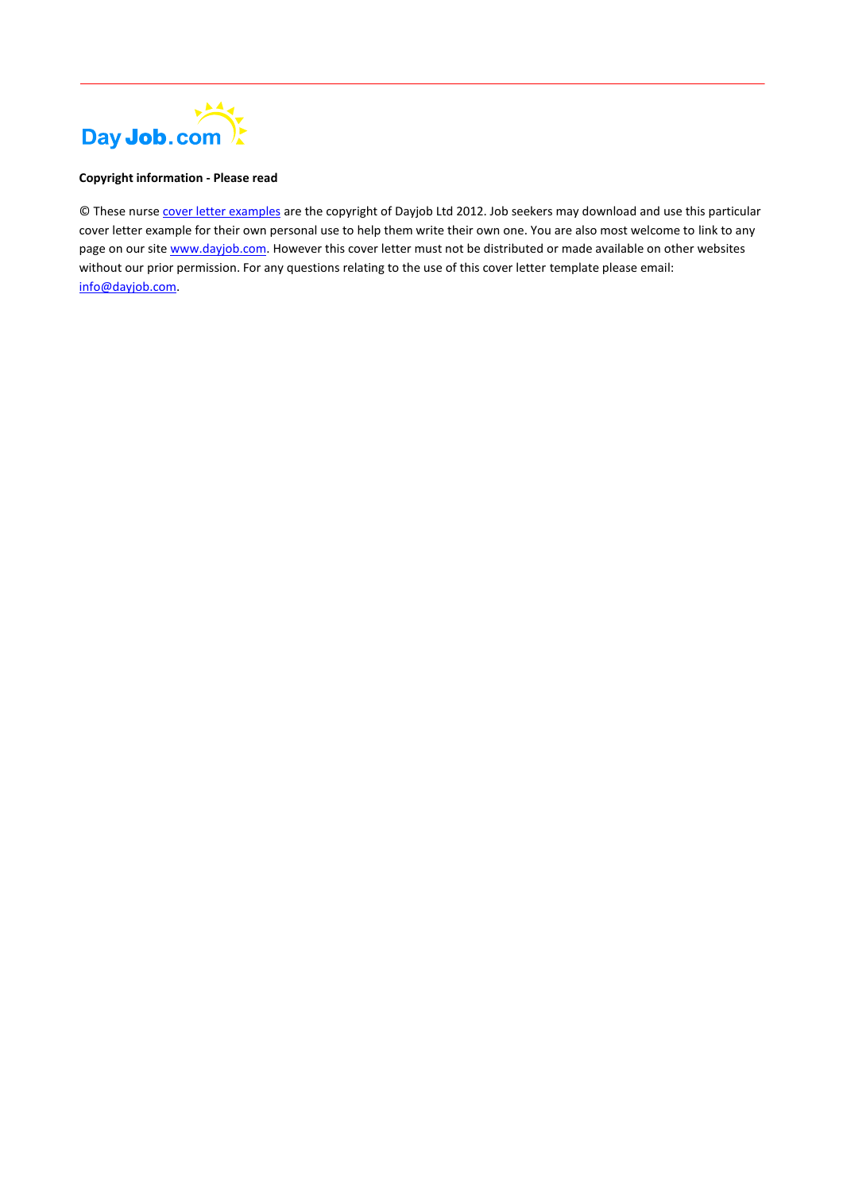Day Job.com

**Copyright information - Please read**

© These nurse cover letter examples are the copyright of Dayjob Ltd 2012. Job seekers may download and use this particular cover letter example for their own personal use to help them write their own one. You are also most welcome to link to any page on our site www.dayjob.com. However this cover letter must not be distributed or made available on other websites without our prior permission. For any questions relating to the use of this cover letter template please email: info@dayjob.com.